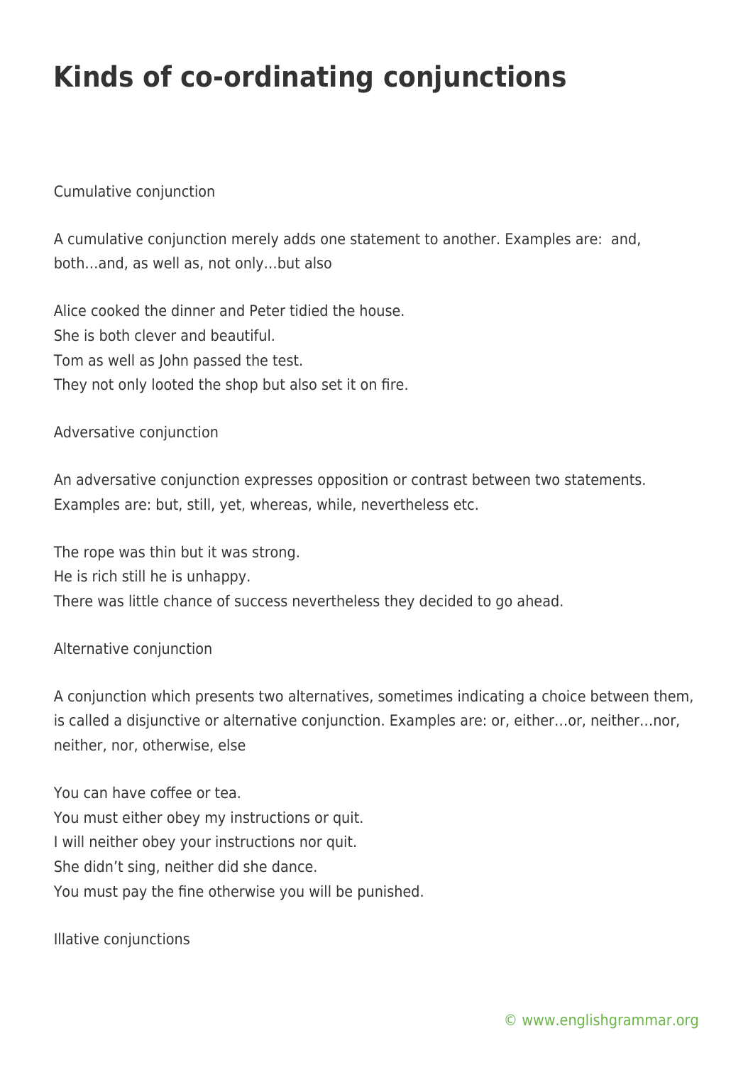# Kinds of co-ordinating conjunctions

Cumulative conjunction

A cumulative conjunction merely adds one statement to another. Examples are: and, both…and, as well as, not only…but also

Alice cooked the dinner and Peter tidied the house.
She is both clever and beautiful.
Tom as well as John passed the test.
They not only looted the shop but also set it on fire.

Adversative conjunction

An adversative conjunction expresses opposition or contrast between two statements. Examples are: but, still, yet, whereas, while, nevertheless etc.

The rope was thin but it was strong.
He is rich still he is unhappy.
There was little chance of success nevertheless they decided to go ahead.

Alternative conjunction

A conjunction which presents two alternatives, sometimes indicating a choice between them, is called a disjunctive or alternative conjunction. Examples are: or, either…or, neither…nor, neither, nor, otherwise, else

You can have coffee or tea.
You must either obey my instructions or quit.
I will neither obey your instructions nor quit.
She didn't sing, neither did she dance.
You must pay the fine otherwise you will be punished.

Illative conjunctions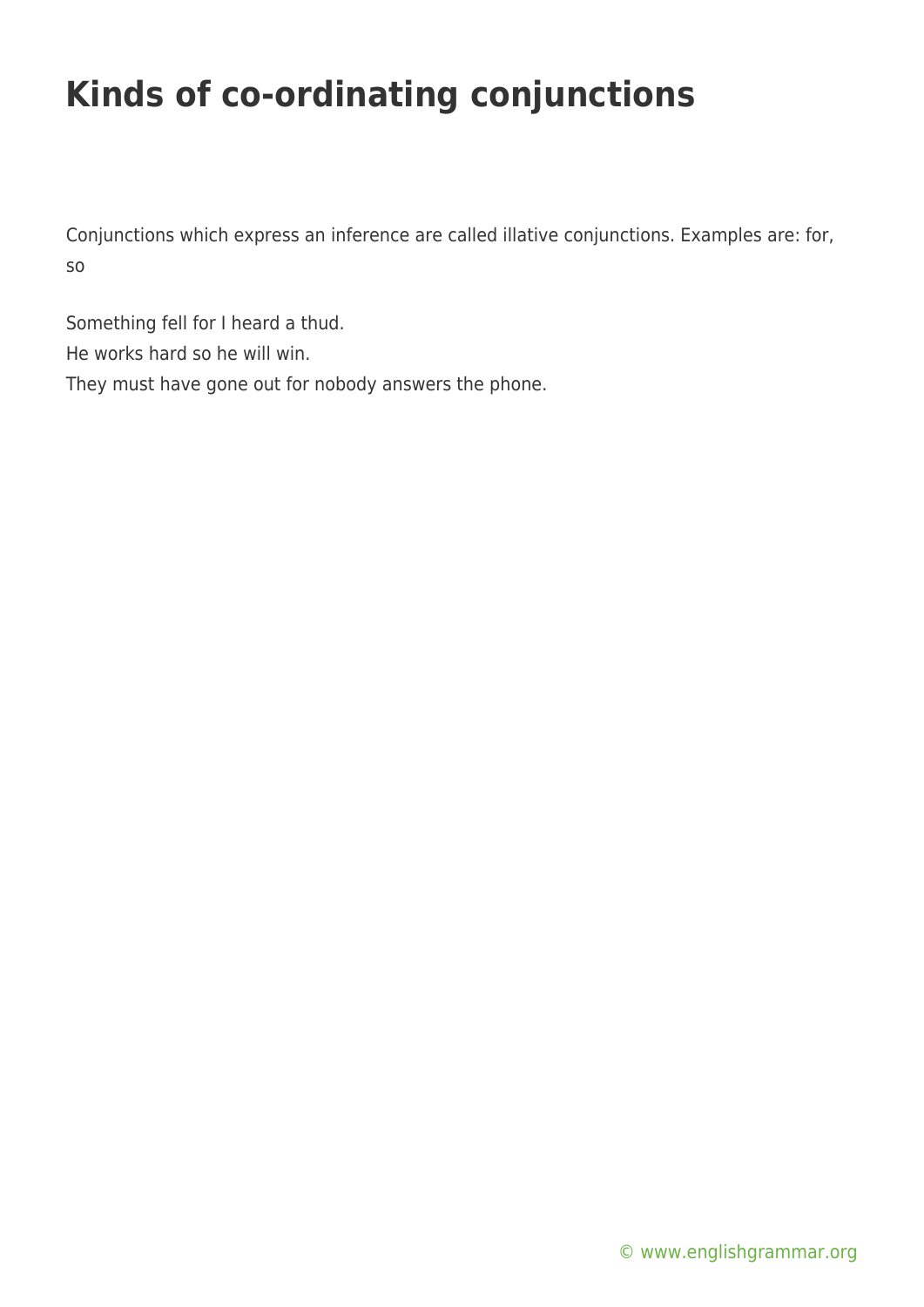# Kinds of co-ordinating conjunctions

Conjunctions which express an inference are called illative conjunctions. Examples are: for, so

Something fell for I heard a thud.
He works hard so he will win.
They must have gone out for nobody answers the phone.